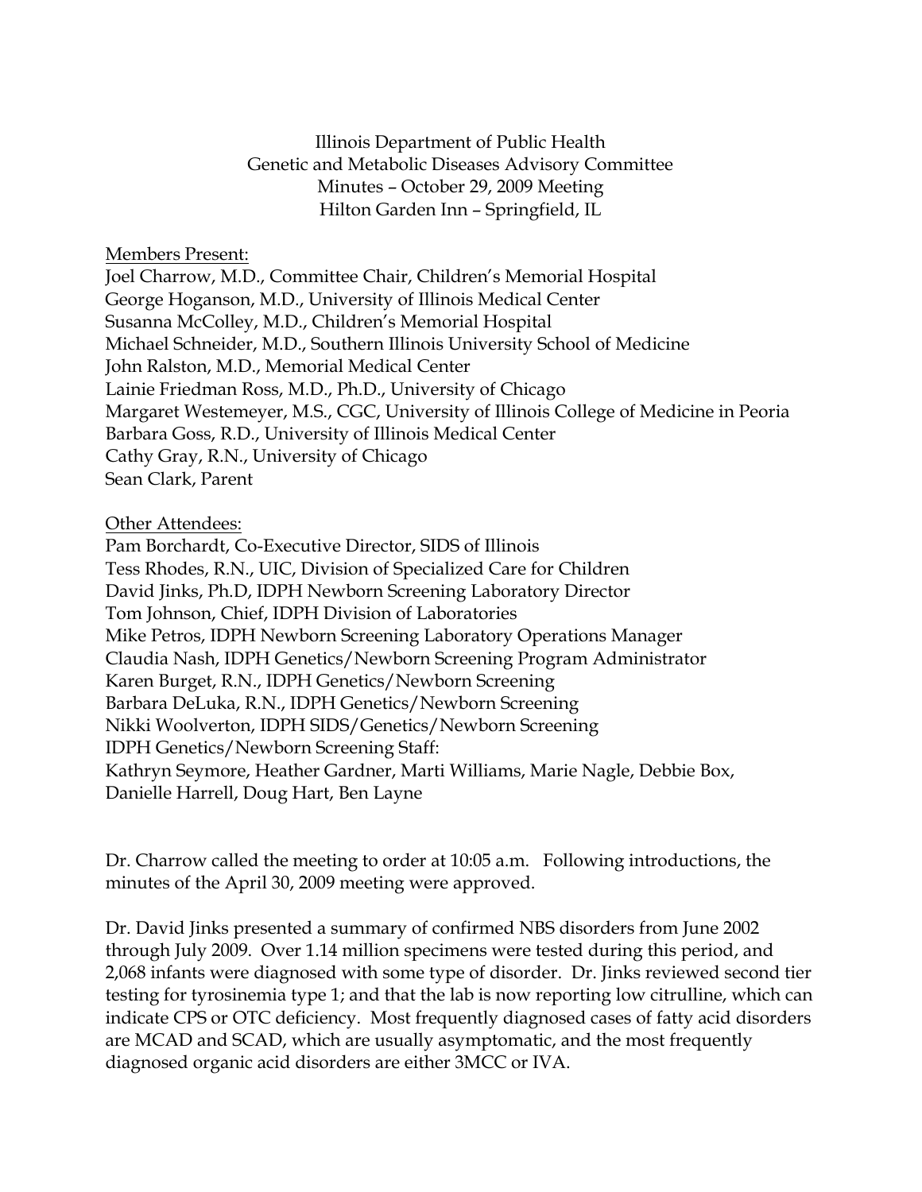# Illinois Department of Public Health
## Genetic and Metabolic Diseases Advisory Committee
### Minutes – October 29, 2009 Meeting
### Hilton Garden Inn – Springfield, IL

Members Present:

Joel Charrow, M.D., Committee Chair, Children's Memorial Hospital
George Hoganson, M.D., University of Illinois Medical Center
Susanna McColley, M.D., Children's Memorial Hospital
Michael Schneider, M.D., Southern Illinois University School of Medicine
John Ralston, M.D., Memorial Medical Center
Lainie Friedman Ross, M.D., Ph.D., University of Chicago
Margaret Westemeyer, M.S., CGC, University of Illinois College of Medicine in Peoria
Barbara Goss, R.D., University of Illinois Medical Center
Cathy Gray, R.N., University of Chicago
Sean Clark, Parent

Other Attendees:

Pam Borchardt, Co-Executive Director, SIDS of Illinois
Tess Rhodes, R.N., UIC, Division of Specialized Care for Children
David Jinks, Ph.D, IDPH Newborn Screening Laboratory Director
Tom Johnson, Chief, IDPH Division of Laboratories
Mike Petros, IDPH Newborn Screening Laboratory Operations Manager
Claudia Nash, IDPH Genetics/Newborn Screening Program Administrator
Karen Burget, R.N., IDPH Genetics/Newborn Screening
Barbara DeLuka, R.N., IDPH Genetics/Newborn Screening
Nikki Woolverton, IDPH SIDS/Genetics/Newborn Screening
IDPH Genetics/Newborn Screening Staff:
Kathryn Seymore, Heather Gardner, Marti Williams, Marie Nagle, Debbie Box, Danielle Harrell, Doug Hart, Ben Layne

Dr. Charrow called the meeting to order at 10:05 a.m. Following introductions, the minutes of the April 30, 2009 meeting were approved.

Dr. David Jinks presented a summary of confirmed NBS disorders from June 2002 through July 2009. Over 1.14 million specimens were tested during this period, and 2,068 infants were diagnosed with some type of disorder. Dr. Jinks reviewed second tier testing for tyrosinemia type 1; and that the lab is now reporting low citrulline, which can indicate CPS or OTC deficiency. Most frequently diagnosed cases of fatty acid disorders are MCAD and SCAD, which are usually asymptomatic, and the most frequently diagnosed organic acid disorders are either 3MCC or IVA.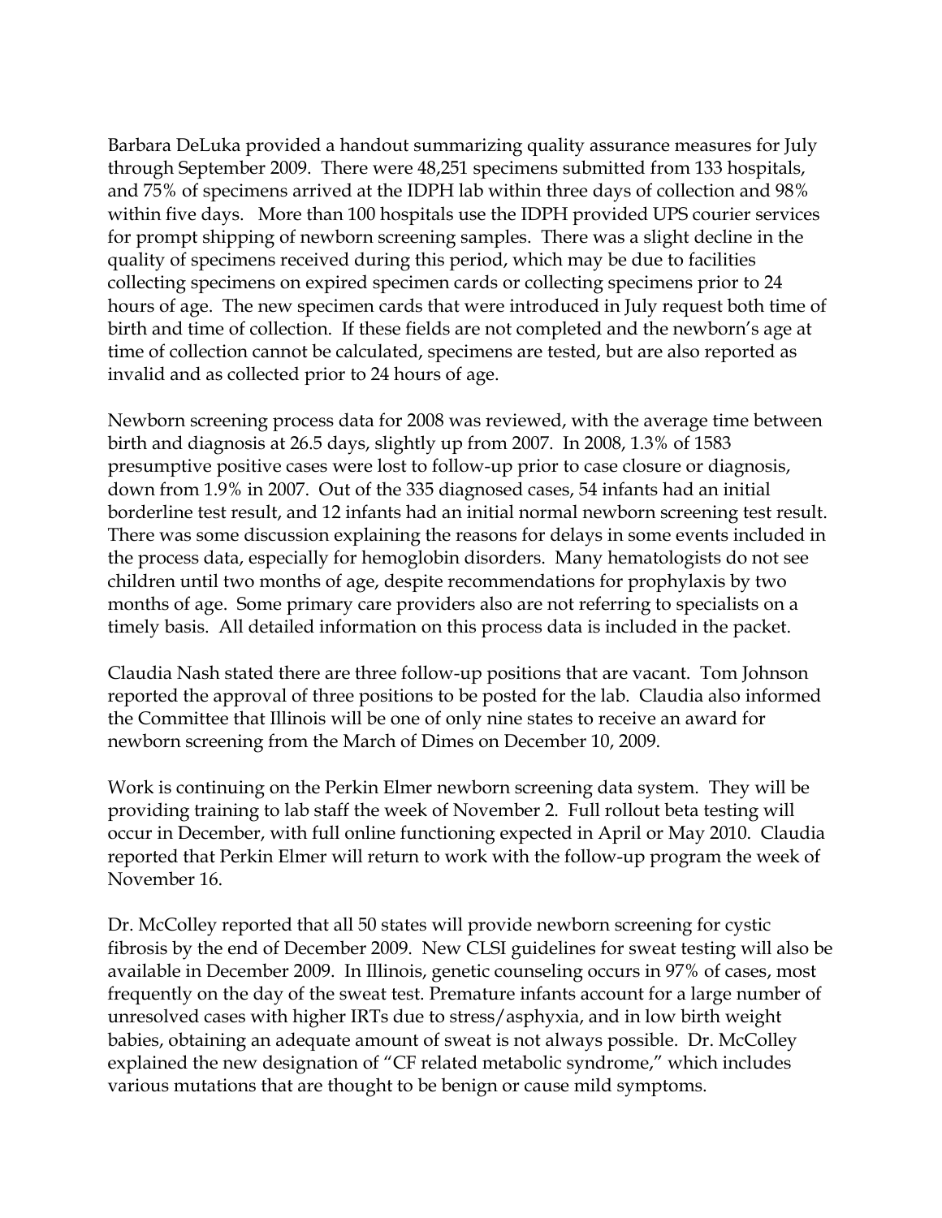Barbara DeLuka provided a handout summarizing quality assurance measures for July through September 2009. There were 48,251 specimens submitted from 133 hospitals, and 75% of specimens arrived at the IDPH lab within three days of collection and 98% within five days. More than 100 hospitals use the IDPH provided UPS courier services for prompt shipping of newborn screening samples. There was a slight decline in the quality of specimens received during this period, which may be due to facilities collecting specimens on expired specimen cards or collecting specimens prior to 24 hours of age. The new specimen cards that were introduced in July request both time of birth and time of collection. If these fields are not completed and the newborn's age at time of collection cannot be calculated, specimens are tested, but are also reported as invalid and as collected prior to 24 hours of age.

Newborn screening process data for 2008 was reviewed, with the average time between birth and diagnosis at 26.5 days, slightly up from 2007. In 2008, 1.3% of 1583 presumptive positive cases were lost to follow-up prior to case closure or diagnosis, down from 1.9% in 2007. Out of the 335 diagnosed cases, 54 infants had an initial borderline test result, and 12 infants had an initial normal newborn screening test result. There was some discussion explaining the reasons for delays in some events included in the process data, especially for hemoglobin disorders. Many hematologists do not see children until two months of age, despite recommendations for prophylaxis by two months of age. Some primary care providers also are not referring to specialists on a timely basis. All detailed information on this process data is included in the packet.

Claudia Nash stated there are three follow-up positions that are vacant. Tom Johnson reported the approval of three positions to be posted for the lab. Claudia also informed the Committee that Illinois will be one of only nine states to receive an award for newborn screening from the March of Dimes on December 10, 2009.

Work is continuing on the Perkin Elmer newborn screening data system. They will be providing training to lab staff the week of November 2. Full rollout beta testing will occur in December, with full online functioning expected in April or May 2010. Claudia reported that Perkin Elmer will return to work with the follow-up program the week of November 16.

Dr. McColley reported that all 50 states will provide newborn screening for cystic fibrosis by the end of December 2009. New CLSI guidelines for sweat testing will also be available in December 2009. In Illinois, genetic counseling occurs in 97% of cases, most frequently on the day of the sweat test. Premature infants account for a large number of unresolved cases with higher IRTs due to stress/asphyxia, and in low birth weight babies, obtaining an adequate amount of sweat is not always possible. Dr. McColley explained the new designation of "CF related metabolic syndrome," which includes various mutations that are thought to be benign or cause mild symptoms.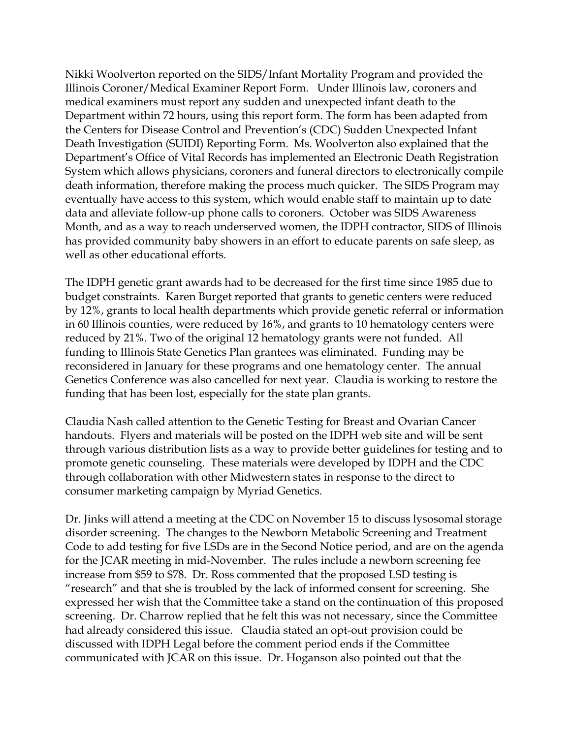Nikki Woolverton reported on the SIDS/Infant Mortality Program and provided the Illinois Coroner/Medical Examiner Report Form. Under Illinois law, coroners and medical examiners must report any sudden and unexpected infant death to the Department within 72 hours, using this report form. The form has been adapted from the Centers for Disease Control and Prevention's (CDC) Sudden Unexpected Infant Death Investigation (SUIDI) Reporting Form. Ms. Woolverton also explained that the Department's Office of Vital Records has implemented an Electronic Death Registration System which allows physicians, coroners and funeral directors to electronically compile death information, therefore making the process much quicker. The SIDS Program may eventually have access to this system, which would enable staff to maintain up to date data and alleviate follow-up phone calls to coroners. October was SIDS Awareness Month, and as a way to reach underserved women, the IDPH contractor, SIDS of Illinois has provided community baby showers in an effort to educate parents on safe sleep, as well as other educational efforts.

The IDPH genetic grant awards had to be decreased for the first time since 1985 due to budget constraints. Karen Burget reported that grants to genetic centers were reduced by 12%, grants to local health departments which provide genetic referral or information in 60 Illinois counties, were reduced by 16%, and grants to 10 hematology centers were reduced by 21%. Two of the original 12 hematology grants were not funded. All funding to Illinois State Genetics Plan grantees was eliminated. Funding may be reconsidered in January for these programs and one hematology center. The annual Genetics Conference was also cancelled for next year. Claudia is working to restore the funding that has been lost, especially for the state plan grants.

Claudia Nash called attention to the Genetic Testing for Breast and Ovarian Cancer handouts. Flyers and materials will be posted on the IDPH web site and will be sent through various distribution lists as a way to provide better guidelines for testing and to promote genetic counseling. These materials were developed by IDPH and the CDC through collaboration with other Midwestern states in response to the direct to consumer marketing campaign by Myriad Genetics.

Dr. Jinks will attend a meeting at the CDC on November 15 to discuss lysosomal storage disorder screening. The changes to the Newborn Metabolic Screening and Treatment Code to add testing for five LSDs are in the Second Notice period, and are on the agenda for the JCAR meeting in mid-November. The rules include a newborn screening fee increase from $59 to $78. Dr. Ross commented that the proposed LSD testing is "research" and that she is troubled by the lack of informed consent for screening. She expressed her wish that the Committee take a stand on the continuation of this proposed screening. Dr. Charrow replied that he felt this was not necessary, since the Committee had already considered this issue. Claudia stated an opt-out provision could be discussed with IDPH Legal before the comment period ends if the Committee communicated with JCAR on this issue. Dr. Hoganson also pointed out that the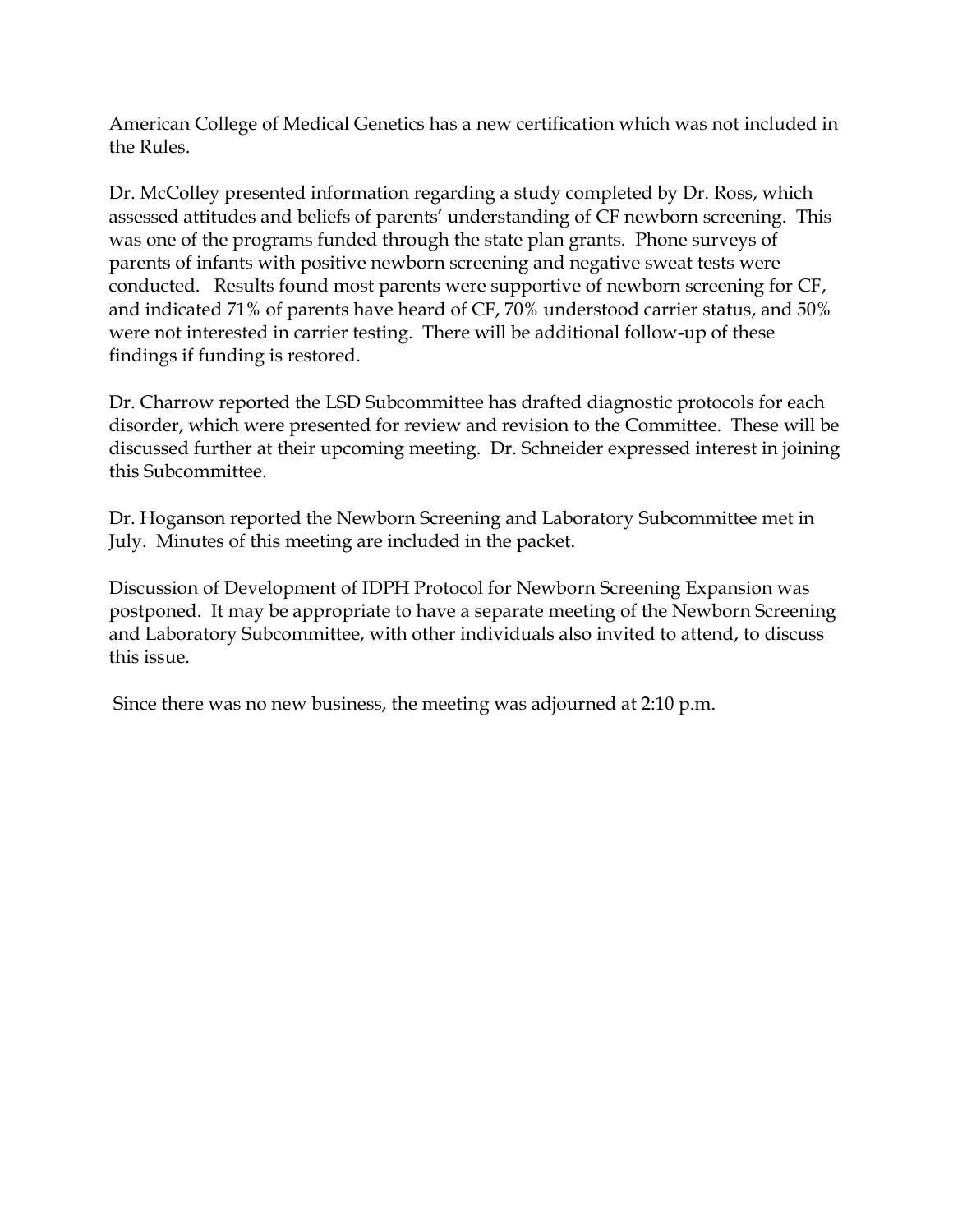American College of Medical Genetics has a new certification which was not included in the Rules.

Dr. McColley presented information regarding a study completed by Dr. Ross, which assessed attitudes and beliefs of parents' understanding of CF newborn screening. This was one of the programs funded through the state plan grants. Phone surveys of parents of infants with positive newborn screening and negative sweat tests were conducted. Results found most parents were supportive of newborn screening for CF, and indicated 71% of parents have heard of CF, 70% understood carrier status, and 50% were not interested in carrier testing. There will be additional follow-up of these findings if funding is restored.

Dr. Charrow reported the LSD Subcommittee has drafted diagnostic protocols for each disorder, which were presented for review and revision to the Committee. These will be discussed further at their upcoming meeting. Dr. Schneider expressed interest in joining this Subcommittee.

Dr. Hoganson reported the Newborn Screening and Laboratory Subcommittee met in July. Minutes of this meeting are included in the packet.

Discussion of Development of IDPH Protocol for Newborn Screening Expansion was postponed. It may be appropriate to have a separate meeting of the Newborn Screening and Laboratory Subcommittee, with other individuals also invited to attend, to discuss this issue.

Since there was no new business, the meeting was adjourned at 2:10 p.m.